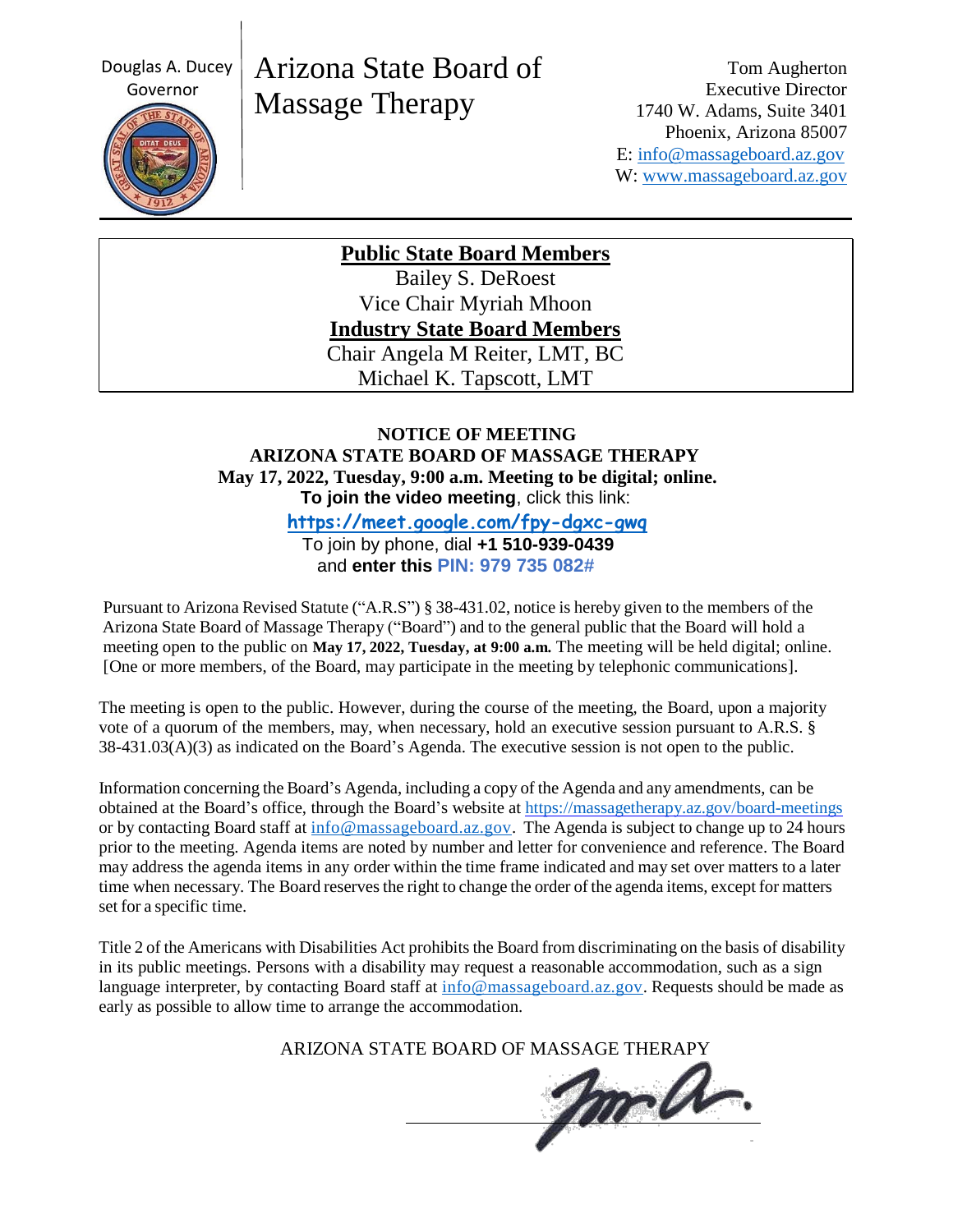Douglas A. Ducey
Governor

# Arizona State Board of Massage Therapy

Tom Augherton
Executive Director
1740 W. Adams, Suite 3401
Phoenix, Arizona 85007
E: info@massageboard.az.gov
W: www.massageboard.az.gov

**Public State Board Members**
Bailey S. DeRoest
Vice Chair Myriah Mhoon
**Industry State Board Members**
Chair Angela M Reiter, LMT, BC
Michael K. Tapscott, LMT

## NOTICE OF MEETING
## ARIZONA STATE BOARD OF MASSAGE THERAPY

**May 17, 2022, Tuesday, 9:00 a.m. Meeting to be digital; online.**
**To join the video meeting**, click this link:
**https://meet.google.com/fpy-dgxc-gwq**
To join by phone, dial **+1 510-939-0439**
and **enter this PIN: 979 735 082#**

Pursuant to Arizona Revised Statute ("A.R.S") § 38-431.02, notice is hereby given to the members of the Arizona State Board of Massage Therapy ("Board") and to the general public that the Board will hold a meeting open to the public on **May 17, 2022, Tuesday, at 9:00 a.m.** The meeting will be held digital; online. [One or more members, of the Board, may participate in the meeting by telephonic communications].

The meeting is open to the public. However, during the course of the meeting, the Board, upon a majority vote of a quorum of the members, may, when necessary, hold an executive session pursuant to A.R.S. § 38-431.03(A)(3) as indicated on the Board's Agenda. The executive session is not open to the public.

Information concerning the Board's Agenda, including a copy of the Agenda and any amendments, can be obtained at the Board's office, through the Board's website at https://massagetherapy.az.gov/board-meetings or by contacting Board staff at info@massageboard.az.gov. The Agenda is subject to change up to 24 hours prior to the meeting. Agenda items are noted by number and letter for convenience and reference. The Board may address the agenda items in any order within the time frame indicated and may set over matters to a later time when necessary. The Board reserves the right to change the order of the agenda items, except for matters set for a specific time.

Title 2 of the Americans with Disabilities Act prohibits the Board from discriminating on the basis of disability in its public meetings. Persons with a disability may request a reasonable accommodation, such as a sign language interpreter, by contacting Board staff at info@massageboard.az.gov. Requests should be made as early as possible to allow time to arrange the accommodation.

ARIZONA STATE BOARD OF MASSAGE THERAPY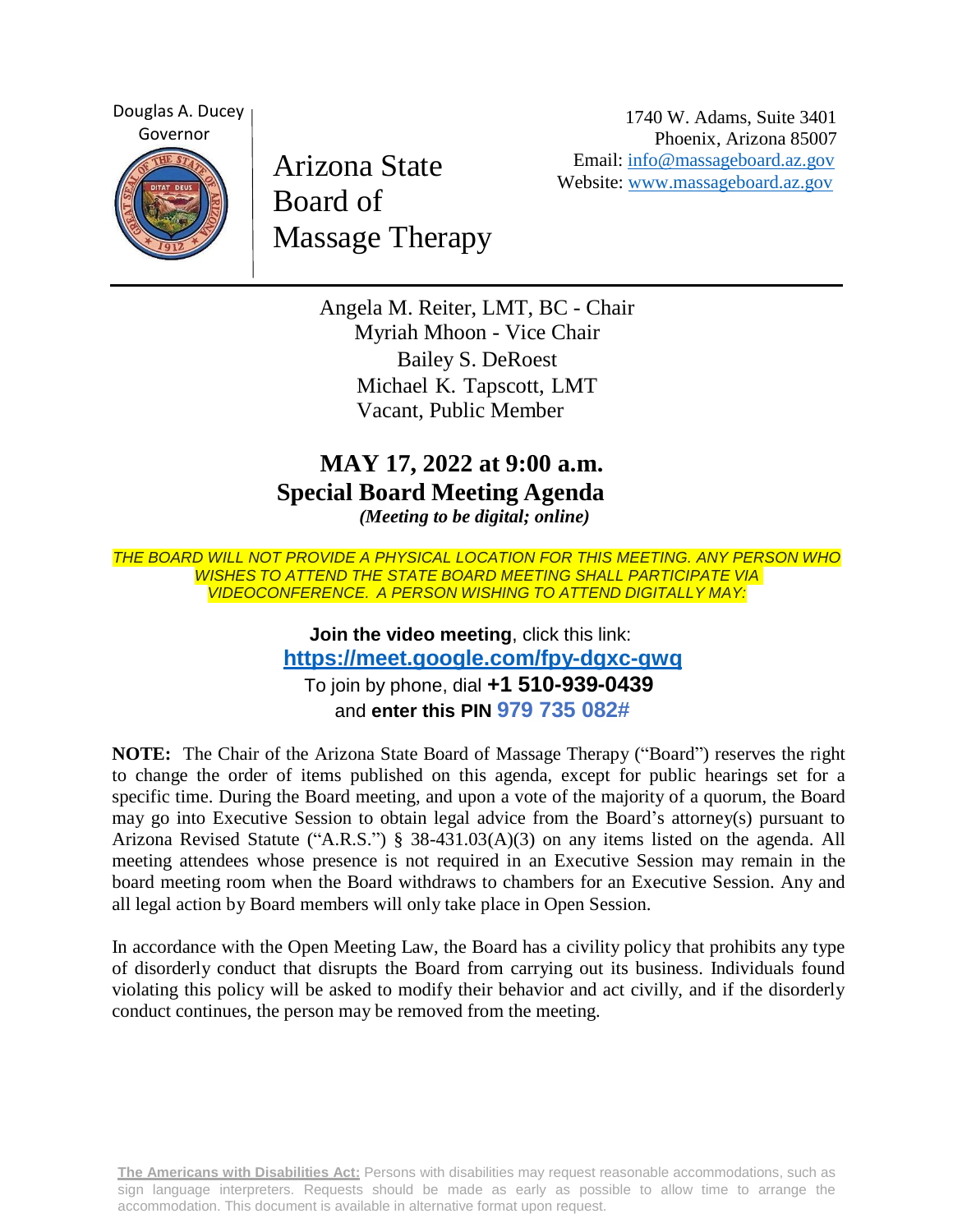Douglas A. Ducey
Governor

# Arizona State Board of Massage Therapy

1740 W. Adams, Suite 3401
Phoenix, Arizona 85007
Email: info@massageboard.az.gov
Website: www.massageboard.az.gov

Angela M. Reiter, LMT, BC - Chair
Myriah Mhoon - Vice Chair
Bailey S. DeRoest
Michael K. Tapscott, LMT
Vacant, Public Member

## MAY 17, 2022 at 9:00 a.m.
## Special Board Meeting Agenda

*(Meeting to be digital; online)*

*THE BOARD WILL NOT PROVIDE A PHYSICAL LOCATION FOR THIS MEETING. ANY PERSON WHO WISHES TO ATTEND THE STATE BOARD MEETING SHALL PARTICIPATE VIA VIDEOCONFERENCE. A PERSON WISHING TO ATTEND DIGITALLY MAY:*

**Join the video meeting**, click this link:
**https://meet.google.com/fpy-dgxc-gwq**
To join by phone, dial **+1 510-939-0439**
and **enter this PIN 979 735 082#**

**NOTE:** The Chair of the Arizona State Board of Massage Therapy ("Board") reserves the right to change the order of items published on this agenda, except for public hearings set for a specific time. During the Board meeting, and upon a vote of the majority of a quorum, the Board may go into Executive Session to obtain legal advice from the Board's attorney(s) pursuant to Arizona Revised Statute ("A.R.S.") § 38-431.03(A)(3) on any items listed on the agenda. All meeting attendees whose presence is not required in an Executive Session may remain in the board meeting room when the Board withdraws to chambers for an Executive Session. Any and all legal action by Board members will only take place in Open Session.

In accordance with the Open Meeting Law, the Board has a civility policy that prohibits any type of disorderly conduct that disrupts the Board from carrying out its business. Individuals found violating this policy will be asked to modify their behavior and act civilly, and if the disorderly conduct continues, the person may be removed from the meeting.

**The Americans with Disabilities Act:** Persons with disabilities may request reasonable accommodations, such as sign language interpreters. Requests should be made as early as possible to allow time to arrange the accommodation. This document is available in alternative format upon request.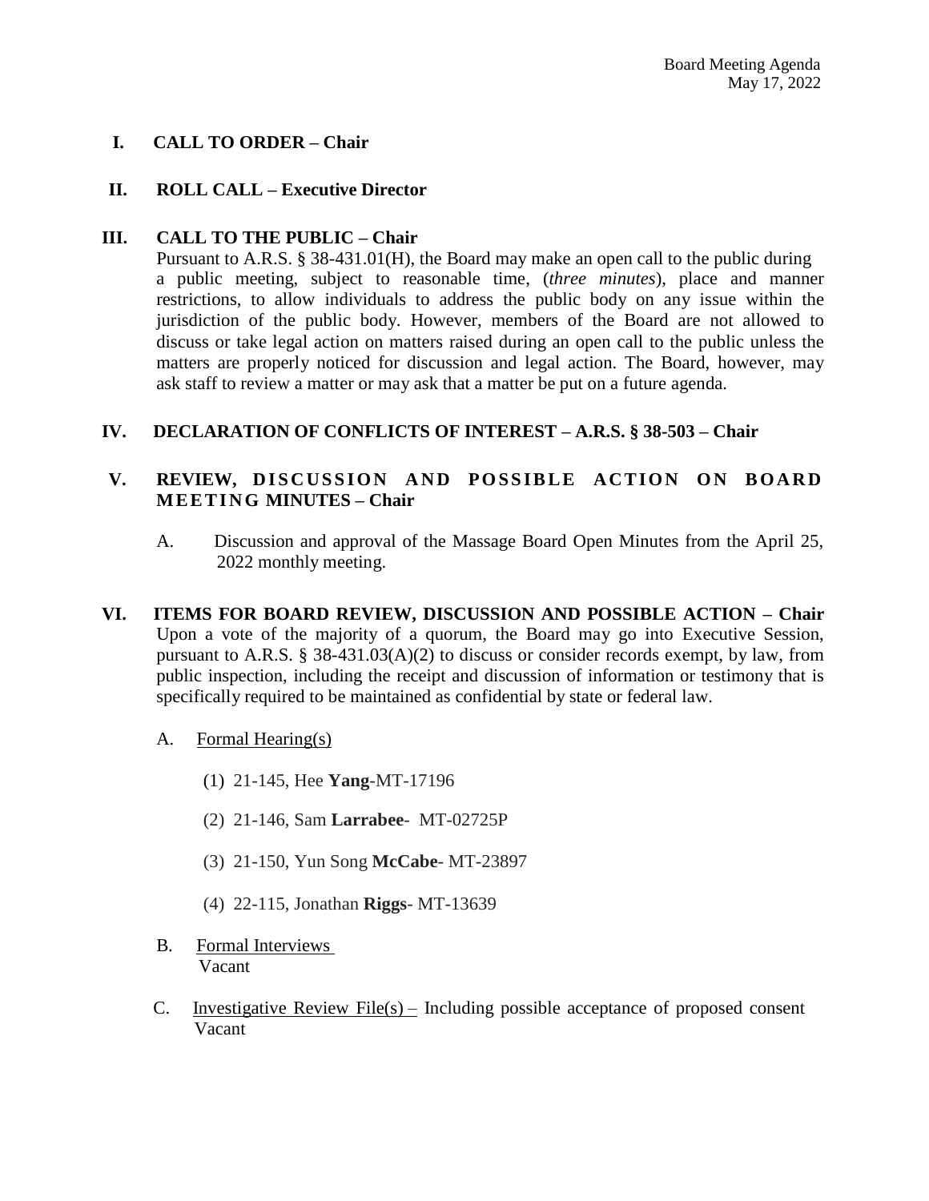## I. CALL TO ORDER – Chair

## II. ROLL CALL – Executive Director

## III. CALL TO THE PUBLIC – Chair

Pursuant to A.R.S. § 38-431.01(H), the Board may make an open call to the public during a public meeting, subject to reasonable time, (*three minutes*), place and manner restrictions, to allow individuals to address the public body on any issue within the jurisdiction of the public body. However, members of the Board are not allowed to discuss or take legal action on matters raised during an open call to the public unless the matters are properly noticed for discussion and legal action. The Board, however, may ask staff to review a matter or may ask that a matter be put on a future agenda.

## IV. DECLARATION OF CONFLICTS OF INTEREST – A.R.S. § 38-503 – Chair

## V. REVIEW, DISCUSSION AND POSSIBLE ACTION ON BOARD MEETING MINUTES – Chair

A. Discussion and approval of the Massage Board Open Minutes from the April 25, 2022 monthly meeting.

## VI. ITEMS FOR BOARD REVIEW, DISCUSSION AND POSSIBLE ACTION – Chair

Upon a vote of the majority of a quorum, the Board may go into Executive Session, pursuant to A.R.S. § 38-431.03(A)(2) to discuss or consider records exempt, by law, from public inspection, including the receipt and discussion of information or testimony that is specifically required to be maintained as confidential by state or federal law.

A. Formal Hearing(s)

(1) 21-145, Hee **Yang**-MT-17196

(2) 21-146, Sam **Larrabee**- MT-02725P

(3) 21-150, Yun Song **McCabe**- MT-23897

(4) 22-115, Jonathan **Riggs**- MT-13639

B. Formal Interviews
Vacant

C. Investigative Review File(s) – Including possible acceptance of proposed consent
Vacant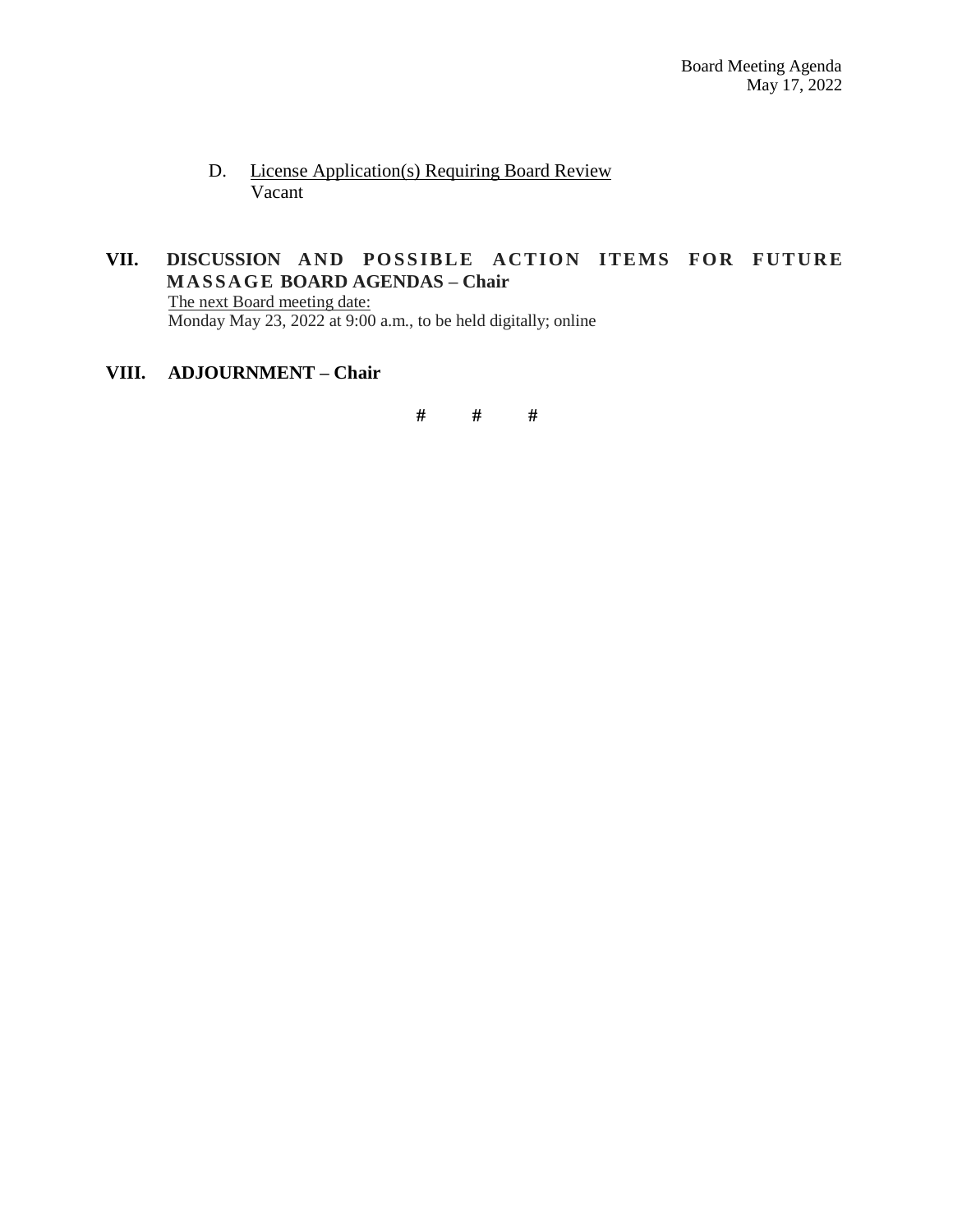D. License Application(s) Requiring Board Review
Vacant

## VII. DISCUSSION AND POSSIBLE ACTION ITEMS FOR FUTURE MASSAGE BOARD AGENDAS – Chair

The next Board meeting date:
Monday May 23, 2022 at 9:00 a.m., to be held digitally; online

## VIII. ADJOURNMENT – Chair

# # #